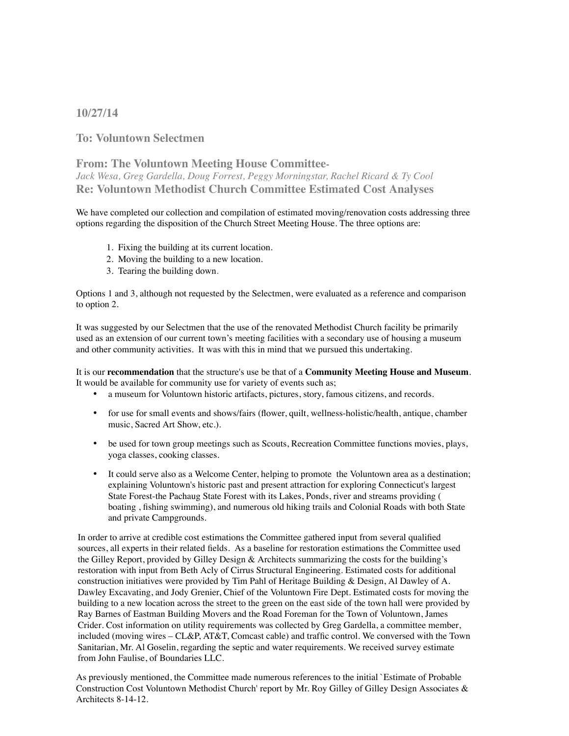**10/27/14**

**To: Voluntown Selectmen**

**From: The Voluntown Meeting House Committee-**
*Jack Wesa, Greg Gardella, Doug Forrest, Peggy Morningstar, Rachel Ricard & Ty Cool*
**Re: Voluntown Methodist Church Committee Estimated Cost Analyses**

We have completed our collection and compilation of estimated moving/renovation costs addressing three options regarding the disposition of the Church Street Meeting House. The three options are:

1. Fixing the building at its current location.
2. Moving the building to a new location.
3. Tearing the building down.

Options 1 and 3, although not requested by the Selectmen, were evaluated as a reference and comparison to option 2.

It was suggested by our Selectmen that the use of the renovated Methodist Church facility be primarily used as an extension of our current town's meeting facilities with a secondary use of housing a museum and other community activities. It was with this in mind that we pursued this undertaking.

It is our **recommendation** that the structure's use be that of a **Community Meeting House and Museum**. It would be available for community use for variety of events such as;

- a museum for Voluntown historic artifacts, pictures, story, famous citizens, and records.
- for use for small events and shows/fairs (flower, quilt, wellness-holistic/health, antique, chamber music, Sacred Art Show, etc.).
- be used for town group meetings such as Scouts, Recreation Committee functions movies, plays, yoga classes, cooking classes.
- It could serve also as a Welcome Center, helping to promote the Voluntown area as a destination; explaining Voluntown's historic past and present attraction for exploring Connecticut's largest State Forest-the Pachaug State Forest with its Lakes, Ponds, river and streams providing ( boating , fishing swimming), and numerous old hiking trails and Colonial Roads with both State and private Campgrounds.

In order to arrive at credible cost estimations the Committee gathered input from several qualified sources, all experts in their related fields. As a baseline for restoration estimations the Committee used the Gilley Report, provided by Gilley Design & Architects summarizing the costs for the building's restoration with input from Beth Acly of Cirrus Structural Engineering. Estimated costs for additional construction initiatives were provided by Tim Pahl of Heritage Building & Design, Al Dawley of A. Dawley Excavating, and Jody Grenier, Chief of the Voluntown Fire Dept. Estimated costs for moving the building to a new location across the street to the green on the east side of the town hall were provided by Ray Barnes of Eastman Building Movers and the Road Foreman for the Town of Voluntown, James Crider. Cost information on utility requirements was collected by Greg Gardella, a committee member, included (moving wires – CL&P, AT&T, Comcast cable) and traffic control. We conversed with the Town Sanitarian, Mr. Al Goselin, regarding the septic and water requirements. We received survey estimate from John Faulise, of Boundaries LLC.

As previously mentioned, the Committee made numerous references to the initial `Estimate of Probable Construction Cost Voluntown Methodist Church' report by Mr. Roy Gilley of Gilley Design Associates & Architects 8-14-12.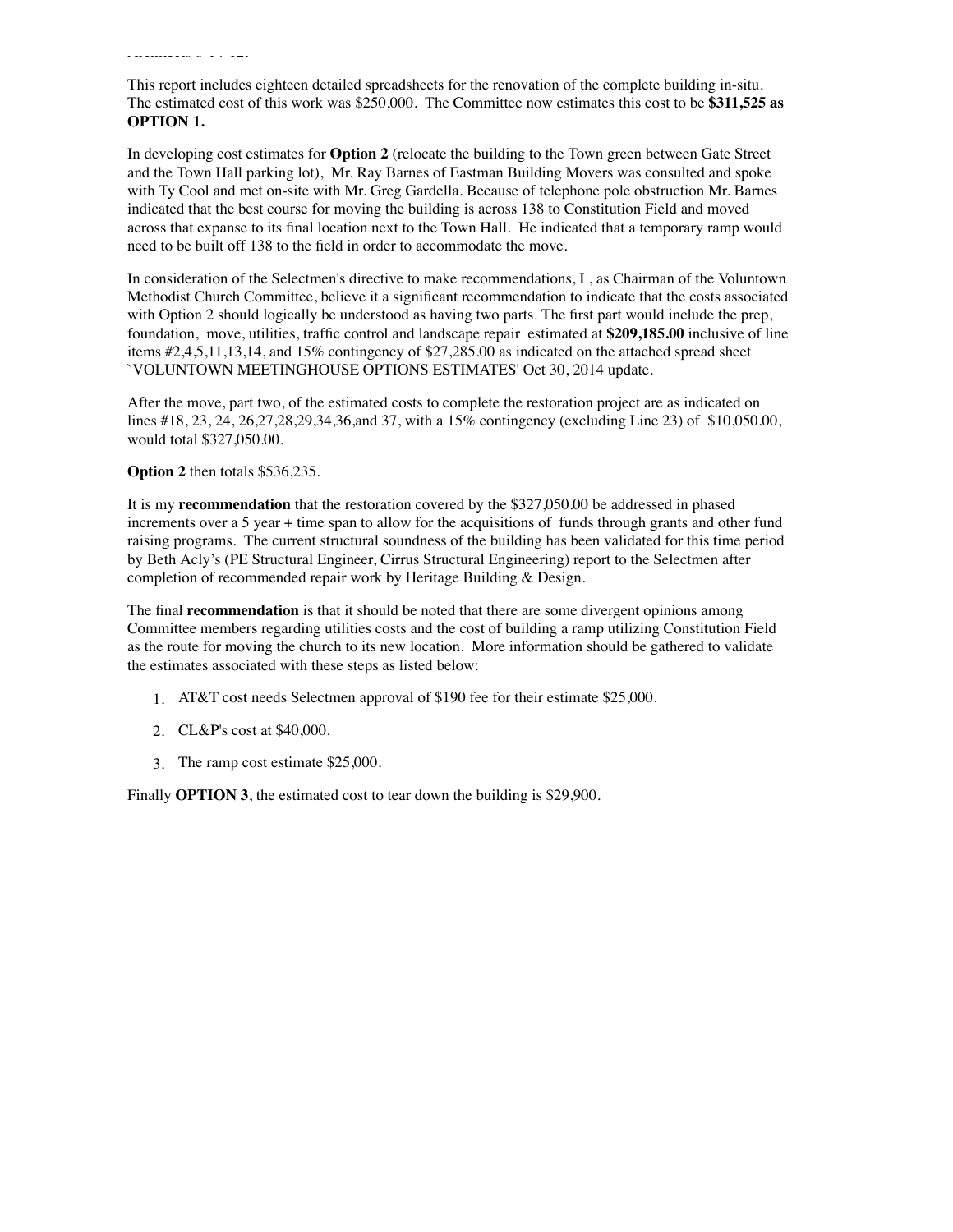This report includes eighteen detailed spreadsheets for the renovation of the complete building in-situ. The estimated cost of this work was $250,000. The Committee now estimates this cost to be **$311,525 as OPTION 1.**

In developing cost estimates for **Option 2** (relocate the building to the Town green between Gate Street and the Town Hall parking lot), Mr. Ray Barnes of Eastman Building Movers was consulted and spoke with Ty Cool and met on-site with Mr. Greg Gardella. Because of telephone pole obstruction Mr. Barnes indicated that the best course for moving the building is across 138 to Constitution Field and moved across that expanse to its final location next to the Town Hall. He indicated that a temporary ramp would need to be built off 138 to the field in order to accommodate the move.

In consideration of the Selectmen's directive to make recommendations, I , as Chairman of the Voluntown Methodist Church Committee, believe it a significant recommendation to indicate that the costs associated with Option 2 should logically be understood as having two parts. The first part would include the prep, foundation, move, utilities, traffic control and landscape repair estimated at **$209,185.00** inclusive of line items #2,4,5,11,13,14, and 15% contingency of $27,285.00 as indicated on the attached spread sheet `VOLUNTOWN MEETINGHOUSE OPTIONS ESTIMATES' Oct 30, 2014 update.

After the move, part two, of the estimated costs to complete the restoration project are as indicated on lines #18, 23, 24, 26,27,28,29,34,36,and 37, with a 15% contingency (excluding Line 23) of $10,050.00, would total $327,050.00.

**Option 2** then totals $536,235.

It is my **recommendation** that the restoration covered by the $327,050.00 be addressed in phased increments over a 5 year + time span to allow for the acquisitions of funds through grants and other fund raising programs. The current structural soundness of the building has been validated for this time period by Beth Acly's (PE Structural Engineer, Cirrus Structural Engineering) report to the Selectmen after completion of recommended repair work by Heritage Building & Design.

The final **recommendation** is that it should be noted that there are some divergent opinions among Committee members regarding utilities costs and the cost of building a ramp utilizing Constitution Field as the route for moving the church to its new location. More information should be gathered to validate the estimates associated with these steps as listed below:

1. AT&T cost needs Selectmen approval of $190 fee for their estimate $25,000.
2. CL&P's cost at $40,000.
3. The ramp cost estimate $25,000.

Finally **OPTION 3**, the estimated cost to tear down the building is $29,900.